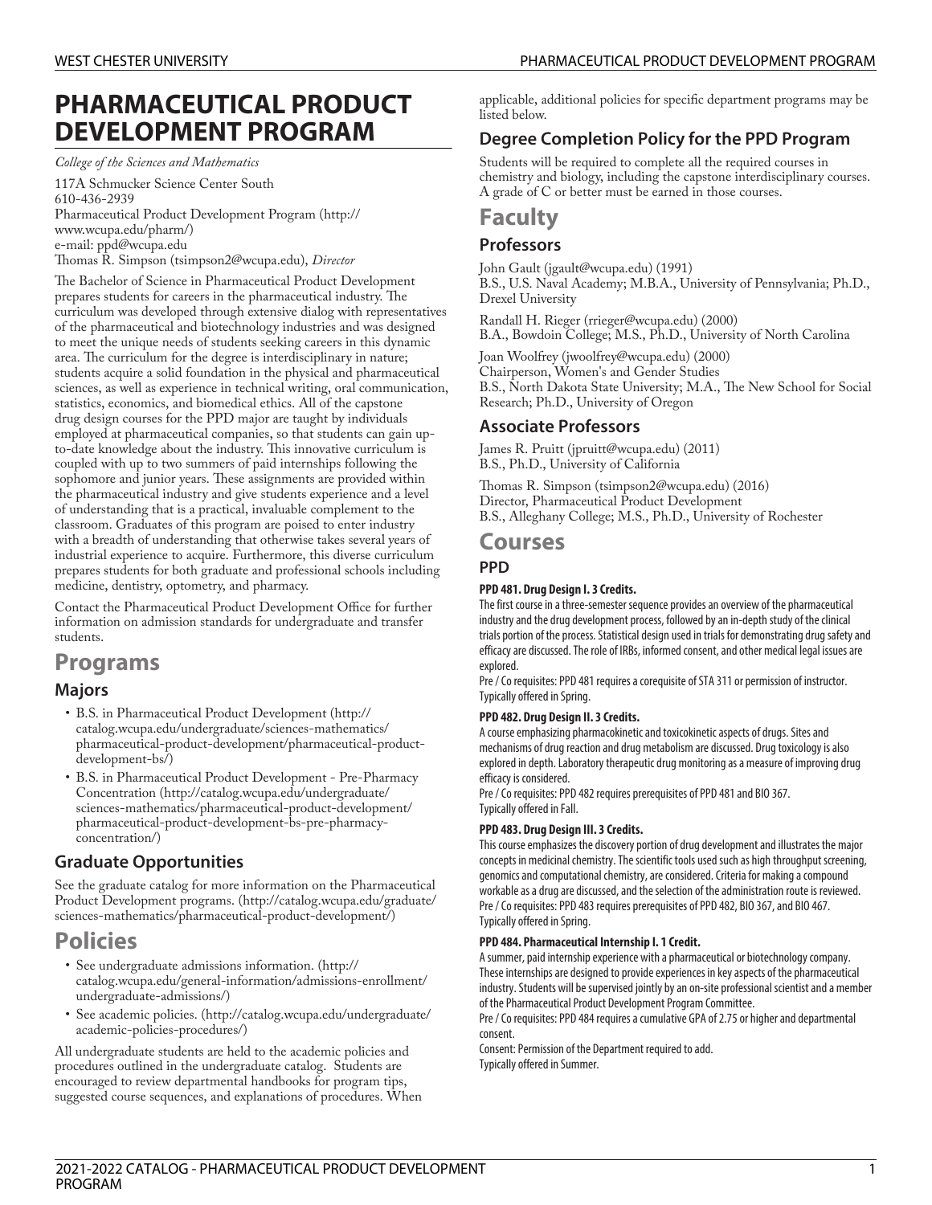# PHARMACEUTICAL PRODUCT DEVELOPMENT PROGRAM

*College of the Sciences and Mathematics*

117A Schmucker Science Center South
610-436-2939
Pharmaceutical Product Development Program (http://www.wcupa.edu/pharm/)
e-mail: ppd@wcupa.edu
Thomas R. Simpson (tsimpson2@wcupa.edu), *Director*

The Bachelor of Science in Pharmaceutical Product Development prepares students for careers in the pharmaceutical industry. The curriculum was developed through extensive dialog with representatives of the pharmaceutical and biotechnology industries and was designed to meet the unique needs of students seeking careers in this dynamic area. The curriculum for the degree is interdisciplinary in nature; students acquire a solid foundation in the physical and pharmaceutical sciences, as well as experience in technical writing, oral communication, statistics, economics, and biomedical ethics. All of the capstone drug design courses for the PPD major are taught by individuals employed at pharmaceutical companies, so that students can gain up-to-date knowledge about the industry. This innovative curriculum is coupled with up to two summers of paid internships following the sophomore and junior years. These assignments are provided within the pharmaceutical industry and give students experience and a level of understanding that is a practical, invaluable complement to the classroom. Graduates of this program are poised to enter industry with a breadth of understanding that otherwise takes several years of industrial experience to acquire. Furthermore, this diverse curriculum prepares students for both graduate and professional schools including medicine, dentistry, optometry, and pharmacy.

Contact the Pharmaceutical Product Development Office for further information on admission standards for undergraduate and transfer students.

# Programs

## Majors

- B.S. in Pharmaceutical Product Development (http://catalog.wcupa.edu/undergraduate/sciences-mathematics/pharmaceutical-product-development/pharmaceutical-product-development-bs/)
- B.S. in Pharmaceutical Product Development - Pre-Pharmacy Concentration (http://catalog.wcupa.edu/undergraduate/sciences-mathematics/pharmaceutical-product-development/pharmaceutical-product-development-bs-pre-pharmacy-concentration/)

## Graduate Opportunities

See the graduate catalog for more information on the Pharmaceutical Product Development programs. (http://catalog.wcupa.edu/graduate/sciences-mathematics/pharmaceutical-product-development/)

# Policies

- See undergraduate admissions information. (http://catalog.wcupa.edu/general-information/admissions-enrollment/undergraduate-admissions/)
- See academic policies. (http://catalog.wcupa.edu/undergraduate/academic-policies-procedures/)

All undergraduate students are held to the academic policies and procedures outlined in the undergraduate catalog. Students are encouraged to review departmental handbooks for program tips, suggested course sequences, and explanations of procedures. When applicable, additional policies for specific department programs may be listed below.

## Degree Completion Policy for the PPD Program

Students will be required to complete all the required courses in chemistry and biology, including the capstone interdisciplinary courses. A grade of C or better must be earned in those courses.

# Faculty

## Professors

John Gault (jgault@wcupa.edu) (1991)
B.S., U.S. Naval Academy; M.B.A., University of Pennsylvania; Ph.D., Drexel University

Randall H. Rieger (rrieger@wcupa.edu) (2000)
B.A., Bowdoin College; M.S., Ph.D., University of North Carolina

Joan Woolfrey (jwoolfrey@wcupa.edu) (2000)
Chairperson, Women's and Gender Studies
B.S., North Dakota State University; M.A., The New School for Social Research; Ph.D., University of Oregon

## Associate Professors

James R. Pruitt (jpruitt@wcupa.edu) (2011)
B.S., Ph.D., University of California

Thomas R. Simpson (tsimpson2@wcupa.edu) (2016)
Director, Pharmaceutical Product Development
B.S., Alleghany College; M.S., Ph.D., University of Rochester

# Courses

## PPD

**PPD 481. Drug Design I. 3 Credits.**

The first course in a three-semester sequence provides an overview of the pharmaceutical industry and the drug development process, followed by an in-depth study of the clinical trials portion of the process. Statistical design used in trials for demonstrating drug safety and efficacy are discussed. The role of IRBs, informed consent, and other medical legal issues are explored.

Pre / Co requisites: PPD 481 requires a corequisite of STA 311 or permission of instructor.
Typically offered in Spring.

**PPD 482. Drug Design II. 3 Credits.**

A course emphasizing pharmacokinetic and toxicokinetic aspects of drugs. Sites and mechanisms of drug reaction and drug metabolism are discussed. Drug toxicology is also explored in depth. Laboratory therapeutic drug monitoring as a measure of improving drug efficacy is considered.

Pre / Co requisites: PPD 482 requires prerequisites of PPD 481 and BIO 367.
Typically offered in Fall.

**PPD 483. Drug Design III. 3 Credits.**

This course emphasizes the discovery portion of drug development and illustrates the major concepts in medicinal chemistry. The scientific tools used such as high throughput screening, genomics and computational chemistry, are considered. Criteria for making a compound workable as a drug are discussed, and the selection of the administration route is reviewed.

Pre / Co requisites: PPD 483 requires prerequisites of PPD 482, BIO 367, and BIO 467.
Typically offered in Spring.

**PPD 484. Pharmaceutical Internship I. 1 Credit.**

A summer, paid internship experience with a pharmaceutical or biotechnology company. These internships are designed to provide experiences in key aspects of the pharmaceutical industry. Students will be supervised jointly by an on-site professional scientist and a member of the Pharmaceutical Product Development Program Committee.

Pre / Co requisites: PPD 484 requires a cumulative GPA of 2.75 or higher and departmental consent.
Consent: Permission of the Department required to add.
Typically offered in Summer.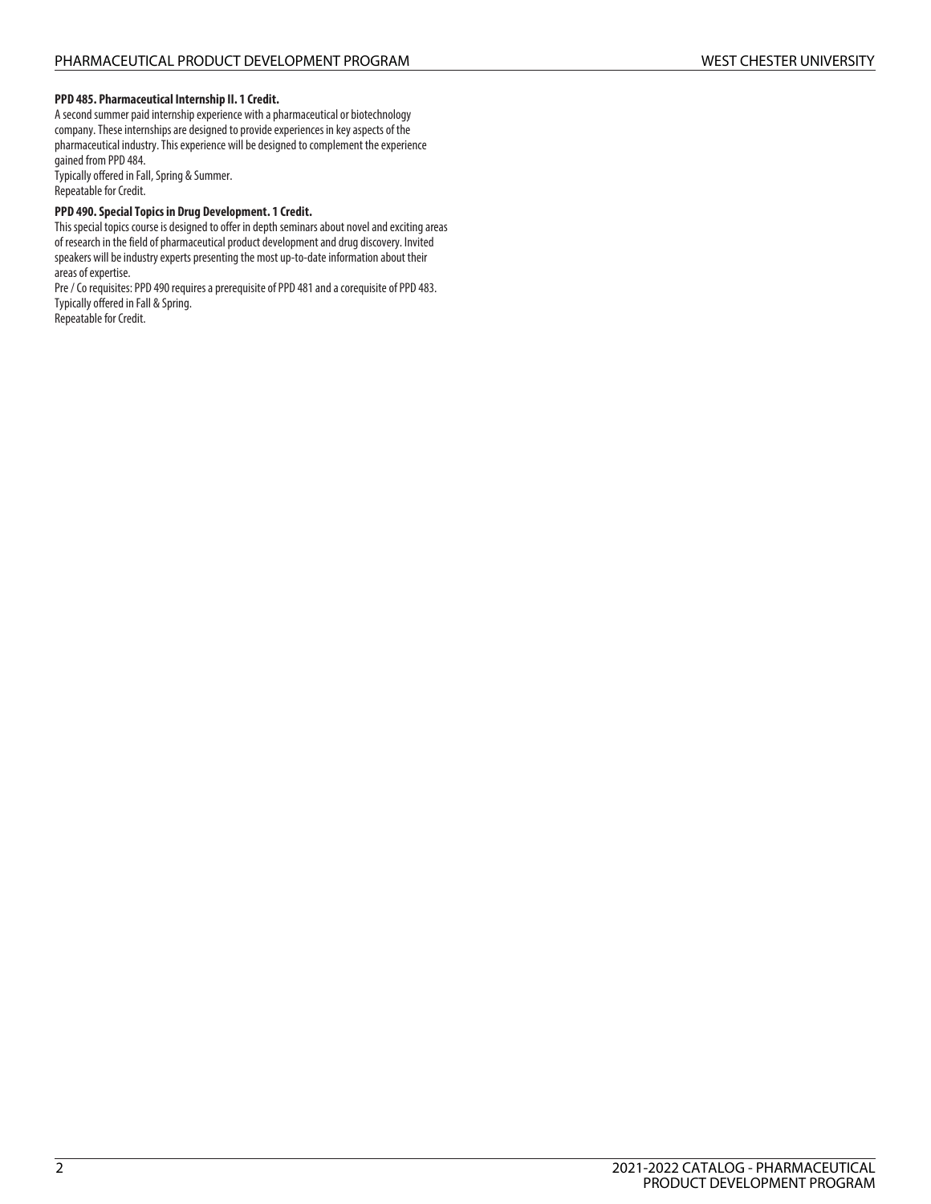**PPD 485. Pharmaceutical Internship II. 1 Credit.**

A second summer paid internship experience with a pharmaceutical or biotechnology company. These internships are designed to provide experiences in key aspects of the pharmaceutical industry. This experience will be designed to complement the experience gained from PPD 484.
Typically offered in Fall, Spring & Summer.
Repeatable for Credit.

**PPD 490. Special Topics in Drug Development. 1 Credit.**

This special topics course is designed to offer in depth seminars about novel and exciting areas of research in the field of pharmaceutical product development and drug discovery. Invited speakers will be industry experts presenting the most up-to-date information about their areas of expertise.
Pre / Co requisites: PPD 490 requires a prerequisite of PPD 481 and a corequisite of PPD 483.
Typically offered in Fall & Spring.
Repeatable for Credit.